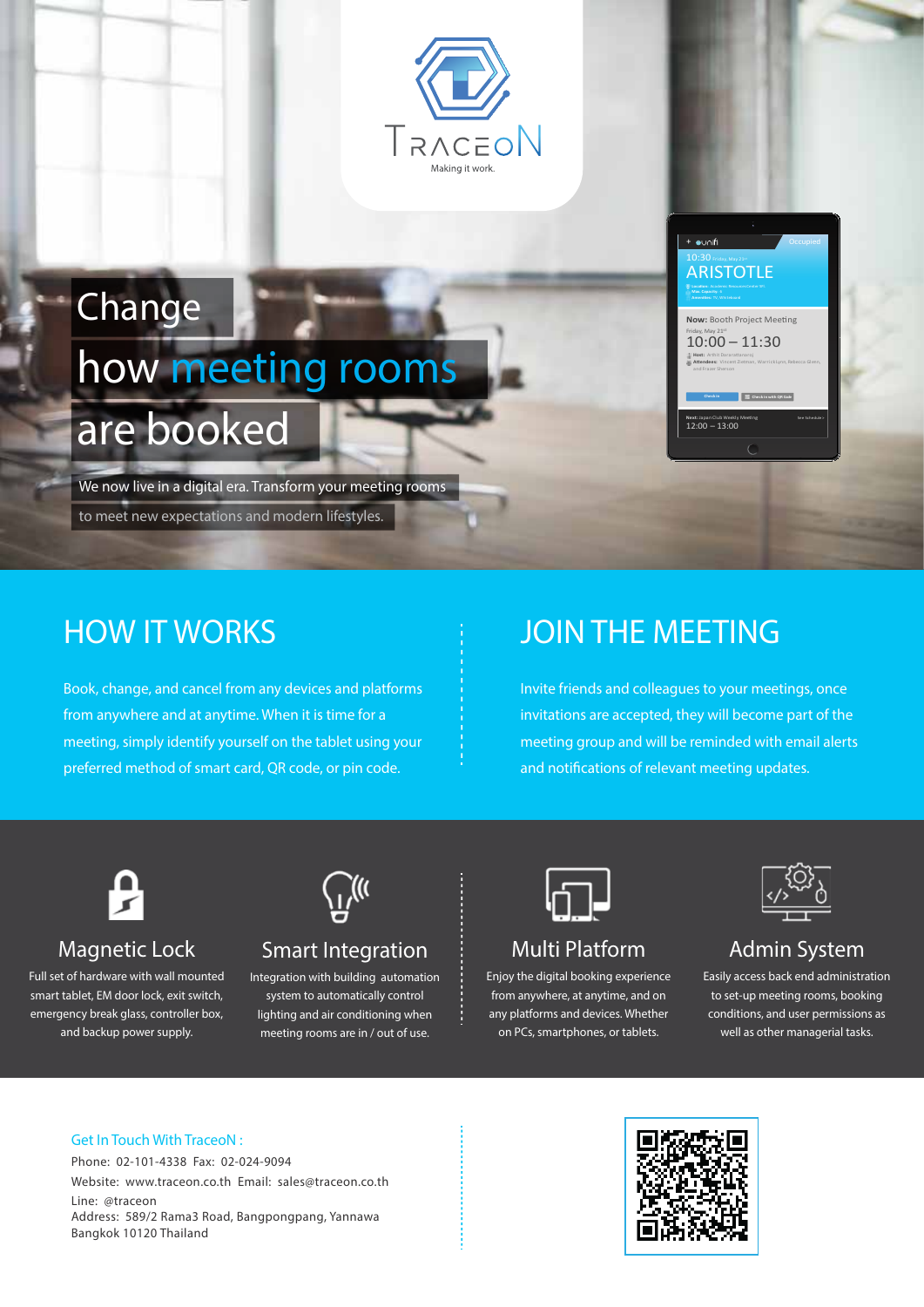TraceoN

Making it work.

# Change how meeting rooms are booked

We now live in a digital era. Transform your meeting rooms to meet new expectations and modern lifestyles.

## HOW IT WORKS

Book, change, and cancel from any devices and platforms from anywhere and at anytime. When it is time for a meeting, simply identify yourself on the tablet using your preferred method of smart card, QR code, or pin code.

## JOIN THE MEETING

Invite friends and colleagues to your meetings, once invitations are accepted, they will become part of the meeting group and will be reminded with email alerts and notifications of relevant meeting updates.

### Magnetic Lock

Full set of hardware with wall mounted smart tablet, EM door lock, exit switch, emergency break glass, controller box, and backup power supply.

### Smart Integration

Integration with building automation system to automatically control lighting and air conditioning when meeting rooms are in / out of use.

### Multi Platform

Enjoy the digital booking experience from anywhere, at anytime, and on any platforms and devices. Whether on PCs, smartphones, or tablets.

### Admin System

Easily access back end administration to set-up meeting rooms, booking conditions, and user permissions as well as other managerial tasks.

Get In Touch With TraceoN :

Phone: 02-101-4338 Fax: 02-024-9094
Website: www.traceon.co.th Email: sales@traceon.co.th
Line: @traceon
Address: 589/2 Rama3 Road, Bangpongpang, Yannawa Bangkok 10120 Thailand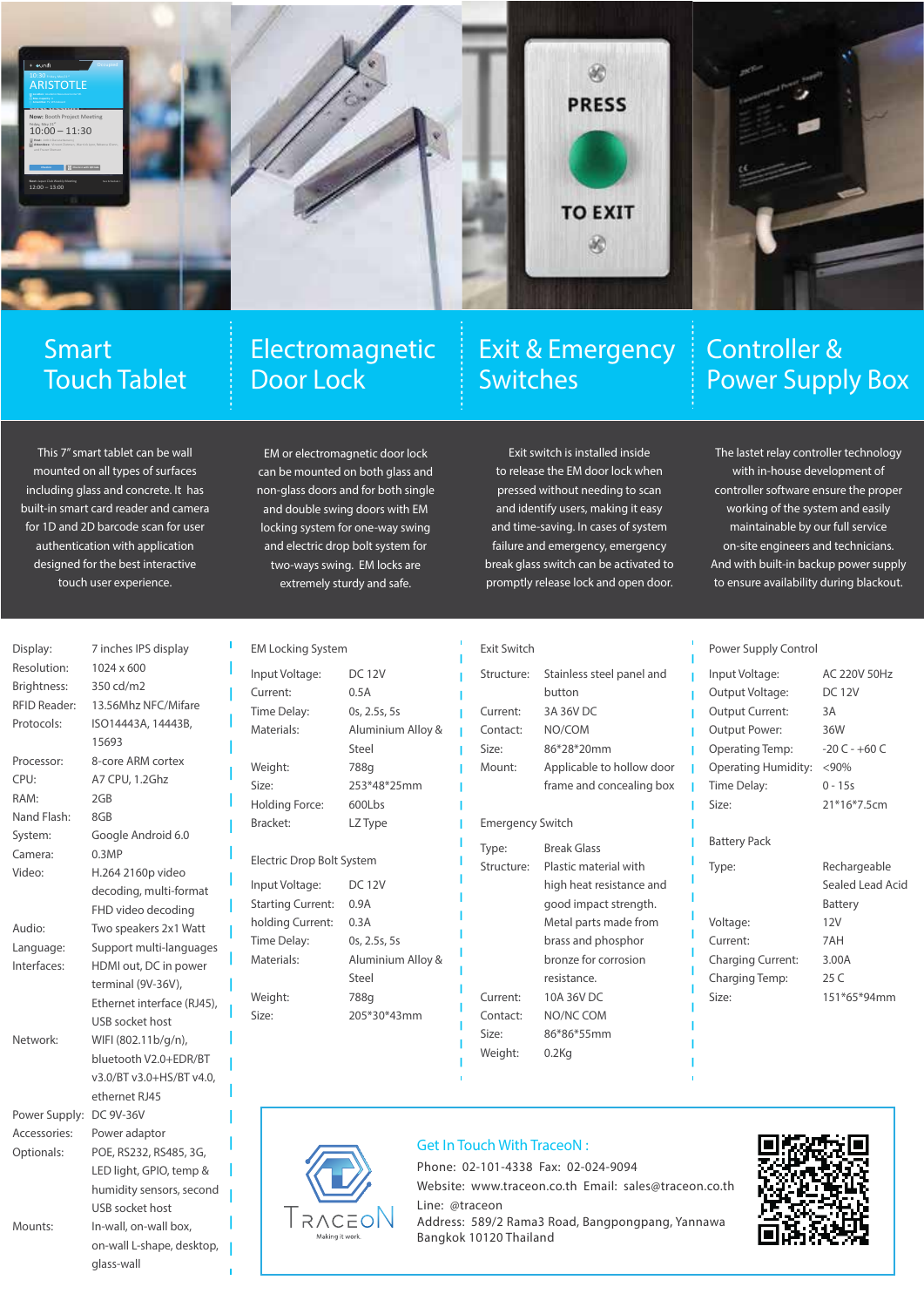## Smart Touch Tablet

This 7" smart tablet can be wall mounted on all types of surfaces including glass and concrete. It has built-in smart card reader and camera for 1D and 2D barcode scan for user authentication with application designed for the best interactive touch user experience.

| | |
|---|---|
| Display: | 7 inches IPS display |
| Resolution: | 1024 x 600 |
| Brightness: | 350 cd/m2 |
| RFID Reader: | 13.56Mhz NFC/Mifare |
| Protocols: | ISO14443A, 14443B, 15693 |
| Processor: | 8-core ARM cortex |
| CPU: | A7 CPU, 1.2Ghz |
| RAM: | 2GB |
| Nand Flash: | 8GB |
| System: | Google Android 6.0 |
| Camera: | 0.3MP |
| Video: | H.264 2160p video decoding, multi-format FHD video decoding |
| Audio: | Two speakers 2x1 Watt |
| Language: | Support multi-languages |
| Interfaces: | HDMI out, DC in power terminal (9V-36V), Ethernet interface (RJ45), USB socket host |
| Network: | WIFI (802.11b/g/n), bluetooth V2.0+EDR/BT v3.0/BT v3.0+HS/BT v4.0, ethernet RJ45 |
| Power Supply: | DC 9V-36V |
| Accessories: | Power adaptor |
| Optionals: | POE, RS232, RS485, 3G, LED light, GPIO, temp & humidity sensors, second USB socket host |
| Mounts: | In-wall, on-wall box, on-wall L-shape, desktop, glass-wall |

## Electromagnetic Door Lock

EM or electromagnetic door lock can be mounted on both glass and non-glass doors and for both single and double swing doors with EM locking system for one-way swing and electric drop bolt system for two-ways swing. EM locks are extremely sturdy and safe.

**EM Locking System**

| | |
|---|---|
| Input Voltage: | DC 12V |
| Current: | 0.5A |
| Time Delay: | 0s, 2.5s, 5s |
| Materials: | Aluminium Alloy & Steel |
| Weight: | 788g |
| Size: | 253*48*25mm |
| Holding Force: | 600Lbs |
| Bracket: | LZ Type |

**Electric Drop Bolt System**

| | |
|---|---|
| Input Voltage: | DC 12V |
| Starting Current: | 0.9A |
| holding Current: | 0.3A |
| Time Delay: | 0s, 2.5s, 5s |
| Materials: | Aluminium Alloy & Steel |
| Weight: | 788g |
| Size: | 205*30*43mm |

## Exit & Emergency Switches

Exit switch is installed inside to release the EM door lock when pressed without needing to scan and identify users, making it easy and time-saving. In cases of system failure and emergency, emergency break glass switch can be activated to promptly release lock and open door.

**Exit Switch**

| | |
|---|---|
| Structure: | Stainless steel panel and button |
| Current: | 3A 36V DC |
| Contact: | NO/COM |
| Size: | 86*28*20mm |
| Mount: | Applicable to hollow door frame and concealing box |

**Emergency Switch**

| | |
|---|---|
| Type: | Break Glass |
| Structure: | Plastic material with high heat resistance and good impact strength. Metal parts made from brass and phosphor bronze for corrosion resistance. |
| Current: | 10A 36V DC |
| Contact: | NO/NC COM |
| Size: | 86*86*55mm |
| Weight: | 0.2Kg |

## Controller & Power Supply Box

The lastet relay controller technology with in-house development of controller software ensure the proper working of the system and easily maintainable by our full service on-site engineers and technicians. And with built-in backup power supply to ensure availability during blackout.

**Power Supply Control**

| | |
|---|---|
| Input Voltage: | AC 220V 50Hz |
| Output Voltage: | DC 12V |
| Output Current: | 3A |
| Output Power: | 36W |
| Operating Temp: | -20 C - +60 C |
| Operating Humidity: | <90% |
| Time Delay: | 0 - 15s |
| Size: | 21*16*7.5cm |

**Battery Pack**

| | |
|---|---|
| Type: | Rechargeable Sealed Lead Acid Battery |
| Voltage: | 12V |
| Current: | 7AH |
| Charging Current: | 3.00A |
| Charging Temp: | 25 C |
| Size: | 151*65*94mm |

**Get In Touch With TraceoN :**

TRACEON
Making it work.

Phone: 02-101-4338 Fax: 02-024-9094
Website: www.traceon.co.th Email: sales@traceon.co.th
Line: @traceon
Address: 589/2 Rama3 Road, Bangpongpang, Yannawa
Bangkok 10120 Thailand